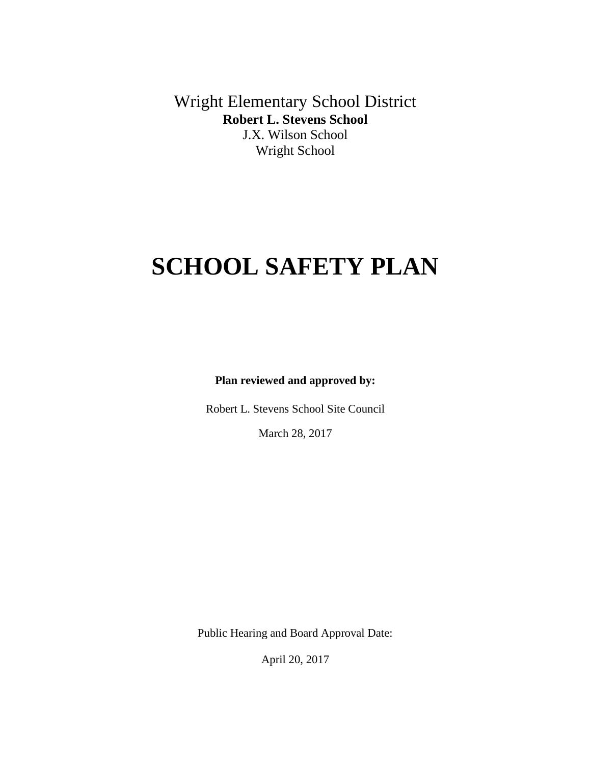Wright Elementary School District

**Robert L. Stevens School**

J.X. Wilson School

Wright School

# SCHOOL SAFETY PLAN

**Plan reviewed and approved by:**

Robert L. Stevens School Site Council

March 28, 2017

Public Hearing and Board Approval Date:

April 20, 2017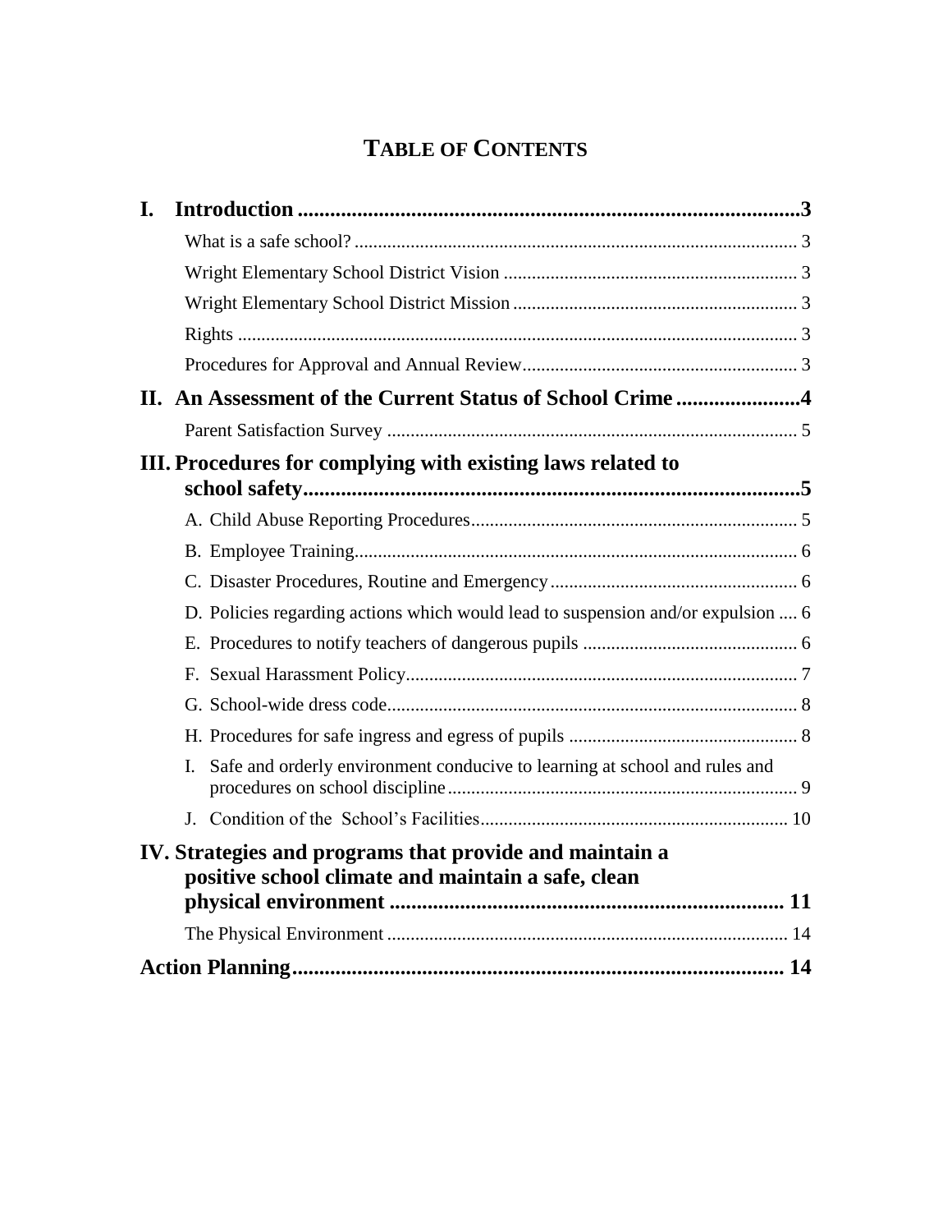# TABLE OF CONTENTS

**I. Introduction .......... 3**

- What is a safe school? .......... 3
- Wright Elementary School District Vision .......... 3
- Wright Elementary School District Mission .......... 3
- Rights .......... 3
- Procedures for Approval and Annual Review .......... 3

**II. An Assessment of the Current Status of School Crime .......... 4**

- Parent Satisfaction Survey .......... 5

**III. Procedures for complying with existing laws related to school safety .......... 5**

- A. Child Abuse Reporting Procedures .......... 5
- B. Employee Training .......... 6
- C. Disaster Procedures, Routine and Emergency .......... 6
- D. Policies regarding actions which would lead to suspension and/or expulsion .......... 6
- E. Procedures to notify teachers of dangerous pupils .......... 6
- F. Sexual Harassment Policy .......... 7
- G. School-wide dress code .......... 8
- H. Procedures for safe ingress and egress of pupils .......... 8
- I. Safe and orderly environment conducive to learning at school and rules and procedures on school discipline .......... 9
- J. Condition of the School's Facilities .......... 10

**IV. Strategies and programs that provide and maintain a positive school climate and maintain a safe, clean physical environment .......... 11**

- The Physical Environment .......... 14

**Action Planning .......... 14**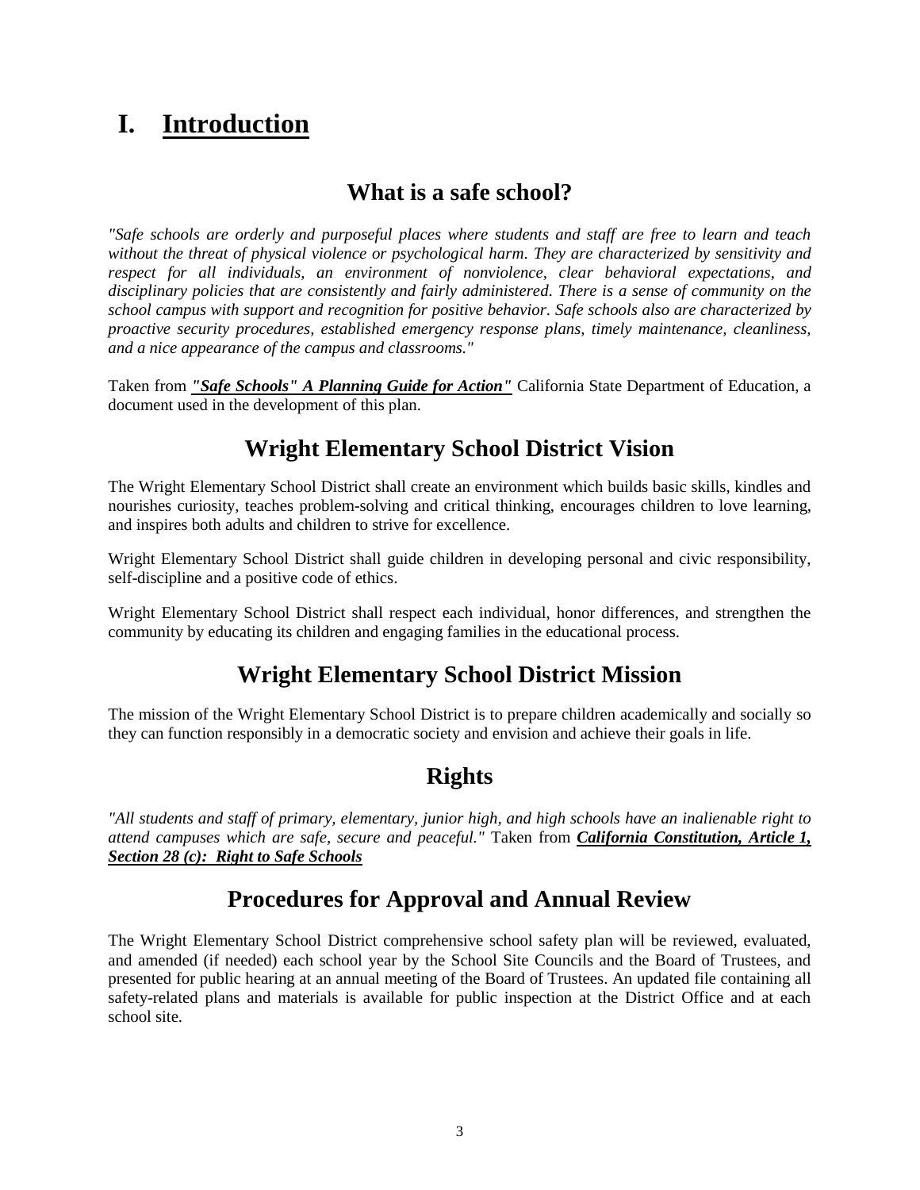# I. Introduction

## What is a safe school?

*"Safe schools are orderly and purposeful places where students and staff are free to learn and teach without the threat of physical violence or psychological harm. They are characterized by sensitivity and respect for all individuals, an environment of nonviolence, clear behavioral expectations, and disciplinary policies that are consistently and fairly administered. There is a sense of community on the school campus with support and recognition for positive behavior. Safe schools also are characterized by proactive security procedures, established emergency response plans, timely maintenance, cleanliness, and a nice appearance of the campus and classrooms."*

Taken from ***"Safe Schools" A Planning Guide for Action"*** California State Department of Education, a document used in the development of this plan.

## Wright Elementary School District Vision

The Wright Elementary School District shall create an environment which builds basic skills, kindles and nourishes curiosity, teaches problem-solving and critical thinking, encourages children to love learning, and inspires both adults and children to strive for excellence.

Wright Elementary School District shall guide children in developing personal and civic responsibility, self-discipline and a positive code of ethics.

Wright Elementary School District shall respect each individual, honor differences, and strengthen the community by educating its children and engaging families in the educational process.

## Wright Elementary School District Mission

The mission of the Wright Elementary School District is to prepare children academically and socially so they can function responsibly in a democratic society and envision and achieve their goals in life.

## Rights

*"All students and staff of primary, elementary, junior high, and high schools have an inalienable right to attend campuses which are safe, secure and peaceful."* Taken from ***California Constitution, Article 1, Section 28 (c): Right to Safe Schools***

## Procedures for Approval and Annual Review

The Wright Elementary School District comprehensive school safety plan will be reviewed, evaluated, and amended (if needed) each school year by the School Site Councils and the Board of Trustees, and presented for public hearing at an annual meeting of the Board of Trustees. An updated file containing all safety-related plans and materials is available for public inspection at the District Office and at each school site.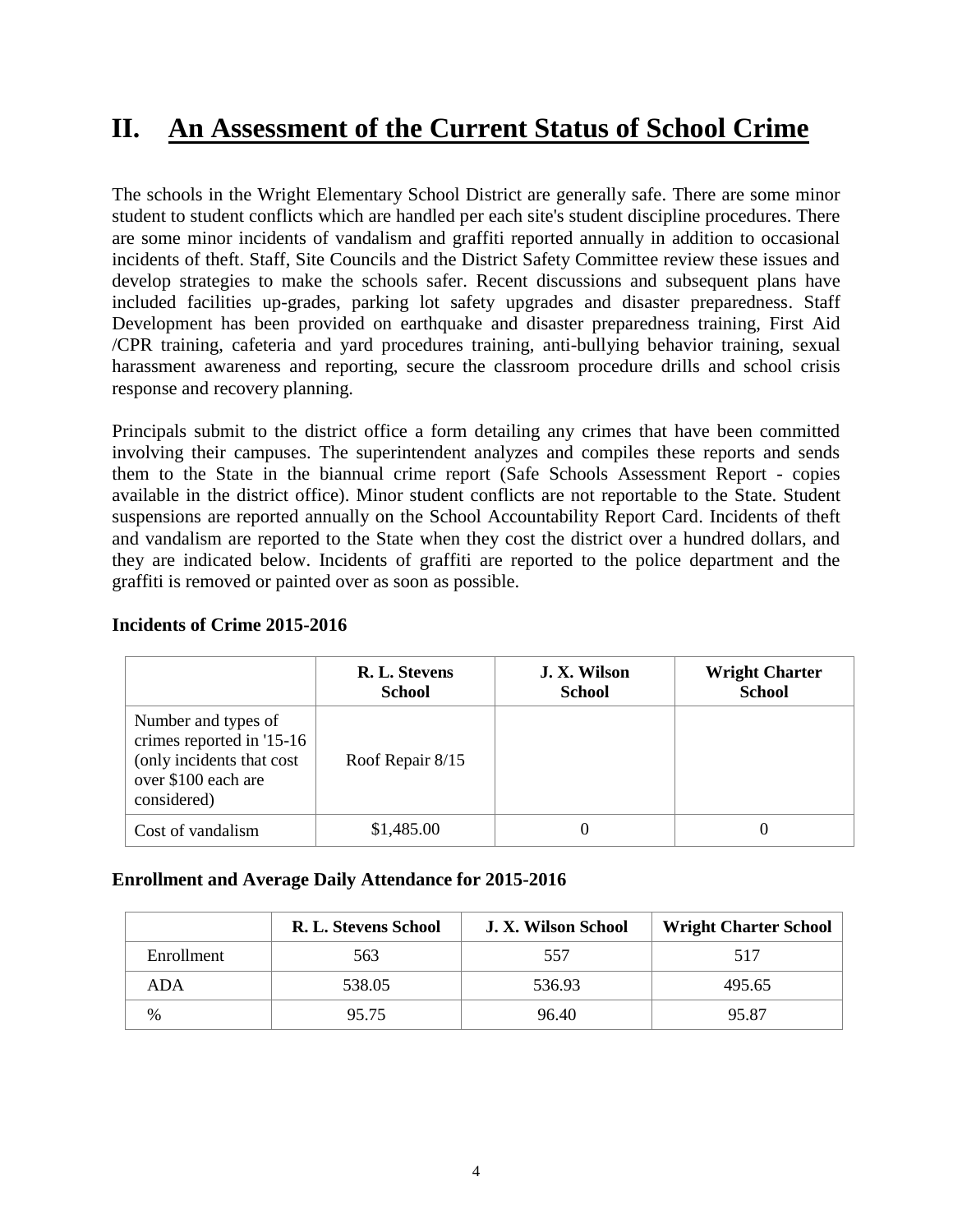# II. An Assessment of the Current Status of School Crime

The schools in the Wright Elementary School District are generally safe. There are some minor student to student conflicts which are handled per each site's student discipline procedures. There are some minor incidents of vandalism and graffiti reported annually in addition to occasional incidents of theft. Staff, Site Councils and the District Safety Committee review these issues and develop strategies to make the schools safer. Recent discussions and subsequent plans have included facilities up-grades, parking lot safety upgrades and disaster preparedness. Staff Development has been provided on earthquake and disaster preparedness training, First Aid /CPR training, cafeteria and yard procedures training, anti-bullying behavior training, sexual harassment awareness and reporting, secure the classroom procedure drills and school crisis response and recovery planning.

Principals submit to the district office a form detailing any crimes that have been committed involving their campuses. The superintendent analyzes and compiles these reports and sends them to the State in the biannual crime report (Safe Schools Assessment Report - copies available in the district office). Minor student conflicts are not reportable to the State. Student suspensions are reported annually on the School Accountability Report Card. Incidents of theft and vandalism are reported to the State when they cost the district over a hundred dollars, and they are indicated below. Incidents of graffiti are reported to the police department and the graffiti is removed or painted over as soon as possible.

**Incidents of Crime 2015-2016**

| | R. L. Stevens School | J. X. Wilson School | Wright Charter School |
|---|---|---|---|
| Number and types of crimes reported in '15-16 (only incidents that cost over $100 each are considered) | Roof Repair 8/15 | | |
| Cost of vandalism | $1,485.00 | 0 | 0 |

**Enrollment and Average Daily Attendance for 2015-2016**

| | R. L. Stevens School | J. X. Wilson School | Wright Charter School |
|---|---|---|---|
| Enrollment | 563 | 557 | 517 |
| ADA | 538.05 | 536.93 | 495.65 |
| % | 95.75 | 96.40 | 95.87 |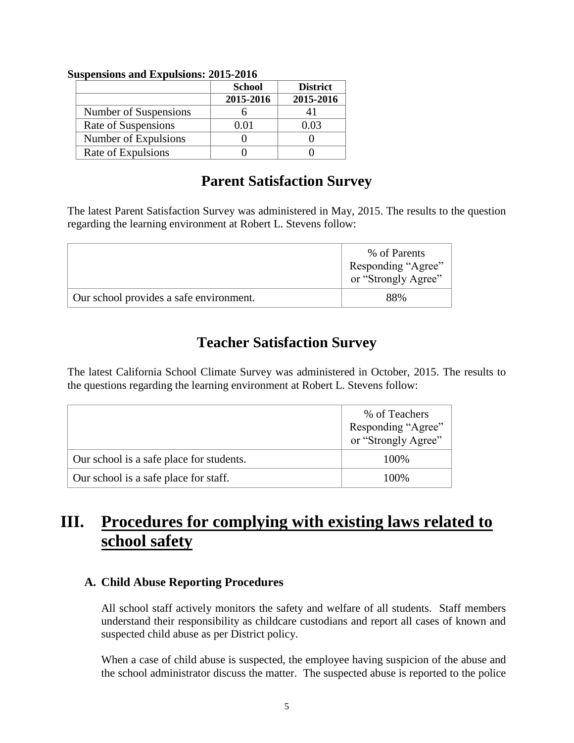**Suspensions and Expulsions: 2015-2016**

| | School | District |
|---|---|---|
| | **2015-2016** | **2015-2016** |
| Number of Suspensions | 6 | 41 |
| Rate of Suspensions | 0.01 | 0.03 |
| Number of Expulsions | 0 | 0 |
| Rate of Expulsions | 0 | 0 |

## Parent Satisfaction Survey

The latest Parent Satisfaction Survey was administered in May, 2015. The results to the question regarding the learning environment at Robert L. Stevens follow:

| | % of Parents Responding "Agree" or "Strongly Agree" |
|---|---|
| Our school provides a safe environment. | 88% |

## Teacher Satisfaction Survey

The latest California School Climate Survey was administered in October, 2015. The results to the questions regarding the learning environment at Robert L. Stevens follow:

| | % of Teachers Responding "Agree" or "Strongly Agree" |
|---|---|
| Our school is a safe place for students. | 100% |
| Our school is a safe place for staff. | 100% |

# III. Procedures for complying with existing laws related to school safety

### A. Child Abuse Reporting Procedures

All school staff actively monitors the safety and welfare of all students. Staff members understand their responsibility as childcare custodians and report all cases of known and suspected child abuse as per District policy.

When a case of child abuse is suspected, the employee having suspicion of the abuse and the school administrator discuss the matter. The suspected abuse is reported to the police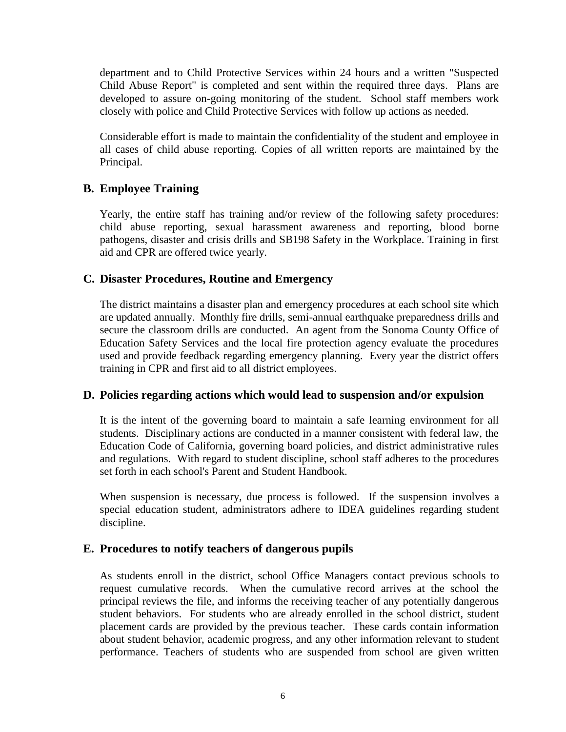department and to Child Protective Services within 24 hours and a written "Suspected Child Abuse Report" is completed and sent within the required three days. Plans are developed to assure on-going monitoring of the student. School staff members work closely with police and Child Protective Services with follow up actions as needed.

Considerable effort is made to maintain the confidentiality of the student and employee in all cases of child abuse reporting. Copies of all written reports are maintained by the Principal.

## B. Employee Training

Yearly, the entire staff has training and/or review of the following safety procedures: child abuse reporting, sexual harassment awareness and reporting, blood borne pathogens, disaster and crisis drills and SB198 Safety in the Workplace. Training in first aid and CPR are offered twice yearly.

## C. Disaster Procedures, Routine and Emergency

The district maintains a disaster plan and emergency procedures at each school site which are updated annually. Monthly fire drills, semi-annual earthquake preparedness drills and secure the classroom drills are conducted. An agent from the Sonoma County Office of Education Safety Services and the local fire protection agency evaluate the procedures used and provide feedback regarding emergency planning. Every year the district offers training in CPR and first aid to all district employees.

## D. Policies regarding actions which would lead to suspension and/or expulsion

It is the intent of the governing board to maintain a safe learning environment for all students. Disciplinary actions are conducted in a manner consistent with federal law, the Education Code of California, governing board policies, and district administrative rules and regulations. With regard to student discipline, school staff adheres to the procedures set forth in each school's Parent and Student Handbook.

When suspension is necessary, due process is followed. If the suspension involves a special education student, administrators adhere to IDEA guidelines regarding student discipline.

## E. Procedures to notify teachers of dangerous pupils

As students enroll in the district, school Office Managers contact previous schools to request cumulative records. When the cumulative record arrives at the school the principal reviews the file, and informs the receiving teacher of any potentially dangerous student behaviors. For students who are already enrolled in the school district, student placement cards are provided by the previous teacher. These cards contain information about student behavior, academic progress, and any other information relevant to student performance. Teachers of students who are suspended from school are given written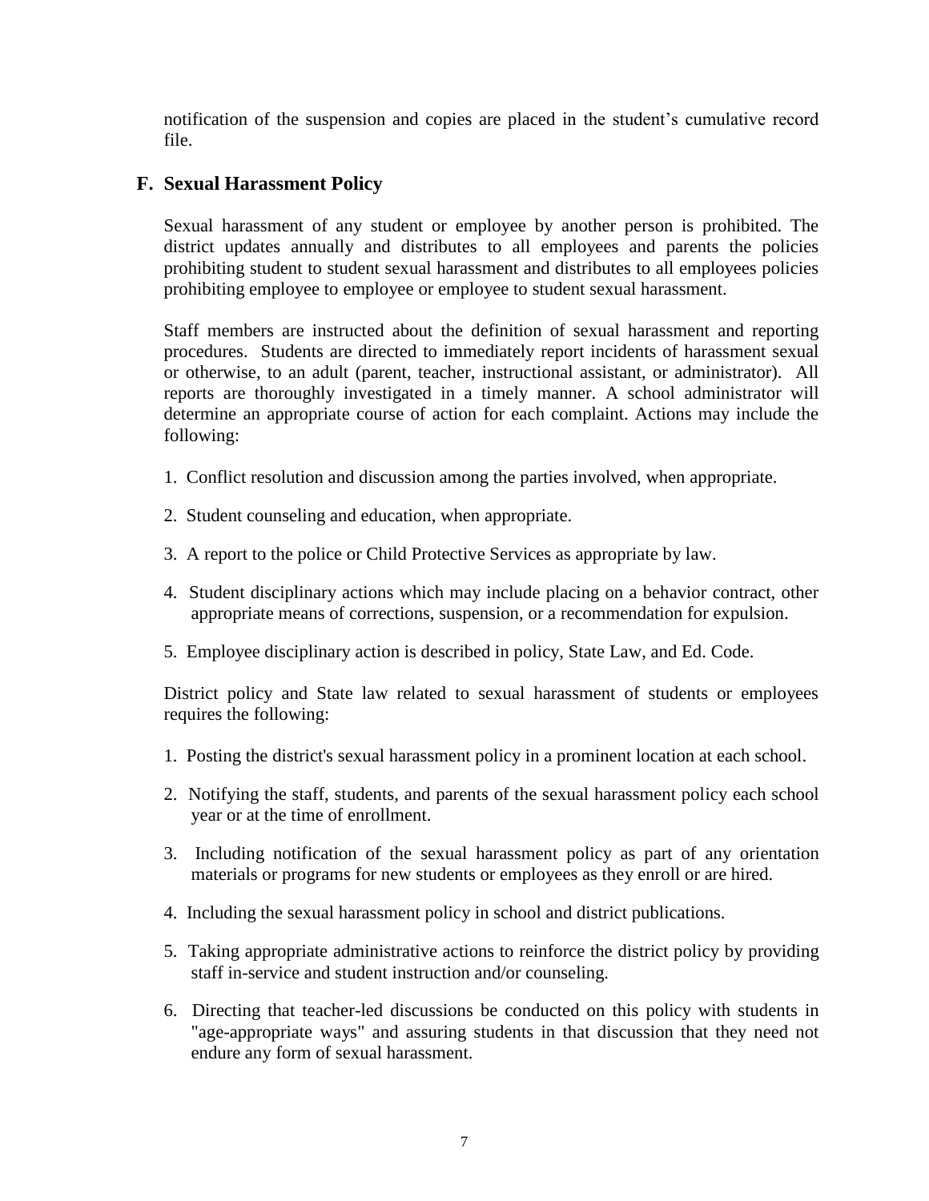notification of the suspension and copies are placed in the student's cumulative record file.

## F. Sexual Harassment Policy

Sexual harassment of any student or employee by another person is prohibited. The district updates annually and distributes to all employees and parents the policies prohibiting student to student sexual harassment and distributes to all employees policies prohibiting employee to employee or employee to student sexual harassment.

Staff members are instructed about the definition of sexual harassment and reporting procedures. Students are directed to immediately report incidents of harassment sexual or otherwise, to an adult (parent, teacher, instructional assistant, or administrator). All reports are thoroughly investigated in a timely manner. A school administrator will determine an appropriate course of action for each complaint. Actions may include the following:

1. Conflict resolution and discussion among the parties involved, when appropriate.
2. Student counseling and education, when appropriate.
3. A report to the police or Child Protective Services as appropriate by law.
4. Student disciplinary actions which may include placing on a behavior contract, other appropriate means of corrections, suspension, or a recommendation for expulsion.
5. Employee disciplinary action is described in policy, State Law, and Ed. Code.

District policy and State law related to sexual harassment of students or employees requires the following:

1. Posting the district's sexual harassment policy in a prominent location at each school.
2. Notifying the staff, students, and parents of the sexual harassment policy each school year or at the time of enrollment.
3. Including notification of the sexual harassment policy as part of any orientation materials or programs for new students or employees as they enroll or are hired.
4. Including the sexual harassment policy in school and district publications.
5. Taking appropriate administrative actions to reinforce the district policy by providing staff in-service and student instruction and/or counseling.
6. Directing that teacher-led discussions be conducted on this policy with students in "age-appropriate ways" and assuring students in that discussion that they need not endure any form of sexual harassment.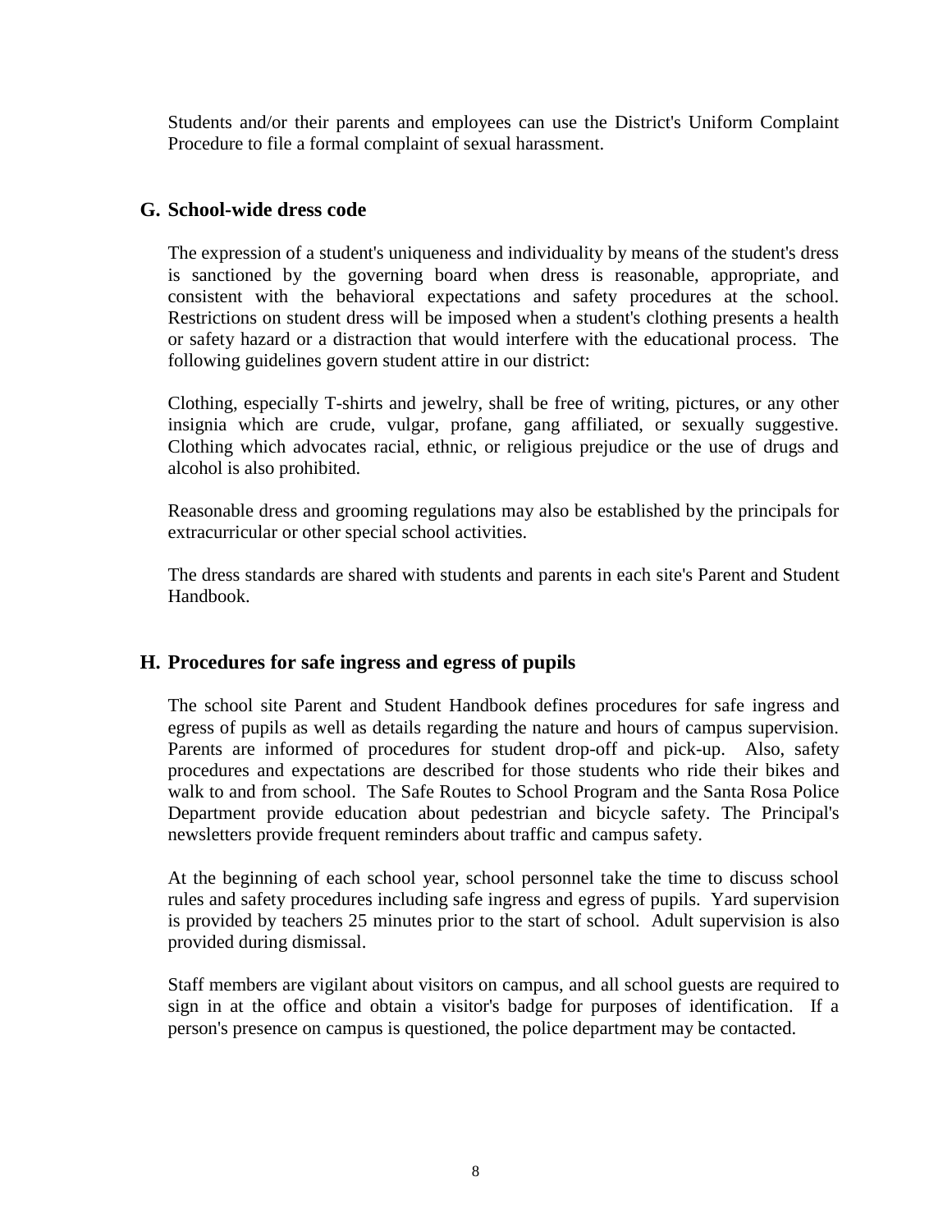Students and/or their parents and employees can use the District's Uniform Complaint Procedure to file a formal complaint of sexual harassment.

## G. School-wide dress code

The expression of a student's uniqueness and individuality by means of the student's dress is sanctioned by the governing board when dress is reasonable, appropriate, and consistent with the behavioral expectations and safety procedures at the school. Restrictions on student dress will be imposed when a student's clothing presents a health or safety hazard or a distraction that would interfere with the educational process. The following guidelines govern student attire in our district:

Clothing, especially T-shirts and jewelry, shall be free of writing, pictures, or any other insignia which are crude, vulgar, profane, gang affiliated, or sexually suggestive. Clothing which advocates racial, ethnic, or religious prejudice or the use of drugs and alcohol is also prohibited.

Reasonable dress and grooming regulations may also be established by the principals for extracurricular or other special school activities.

The dress standards are shared with students and parents in each site's Parent and Student Handbook.

## H. Procedures for safe ingress and egress of pupils

The school site Parent and Student Handbook defines procedures for safe ingress and egress of pupils as well as details regarding the nature and hours of campus supervision. Parents are informed of procedures for student drop-off and pick-up. Also, safety procedures and expectations are described for those students who ride their bikes and walk to and from school. The Safe Routes to School Program and the Santa Rosa Police Department provide education about pedestrian and bicycle safety. The Principal's newsletters provide frequent reminders about traffic and campus safety.

At the beginning of each school year, school personnel take the time to discuss school rules and safety procedures including safe ingress and egress of pupils. Yard supervision is provided by teachers 25 minutes prior to the start of school. Adult supervision is also provided during dismissal.

Staff members are vigilant about visitors on campus, and all school guests are required to sign in at the office and obtain a visitor's badge for purposes of identification. If a person's presence on campus is questioned, the police department may be contacted.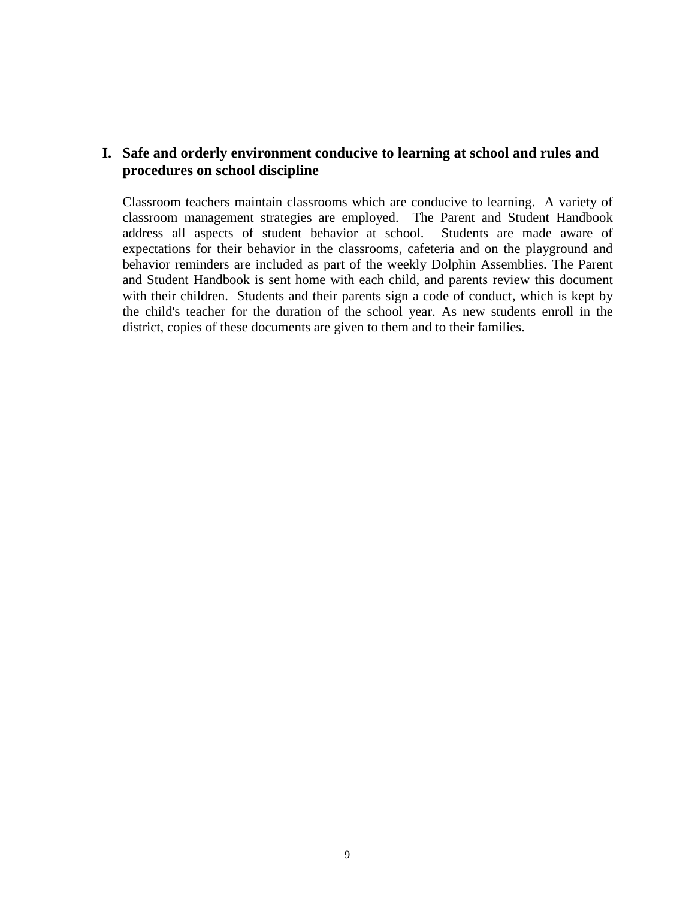## I. Safe and orderly environment conducive to learning at school and rules and procedures on school discipline

Classroom teachers maintain classrooms which are conducive to learning. A variety of classroom management strategies are employed. The Parent and Student Handbook address all aspects of student behavior at school. Students are made aware of expectations for their behavior in the classrooms, cafeteria and on the playground and behavior reminders are included as part of the weekly Dolphin Assemblies. The Parent and Student Handbook is sent home with each child, and parents review this document with their children. Students and their parents sign a code of conduct, which is kept by the child's teacher for the duration of the school year. As new students enroll in the district, copies of these documents are given to them and to their families.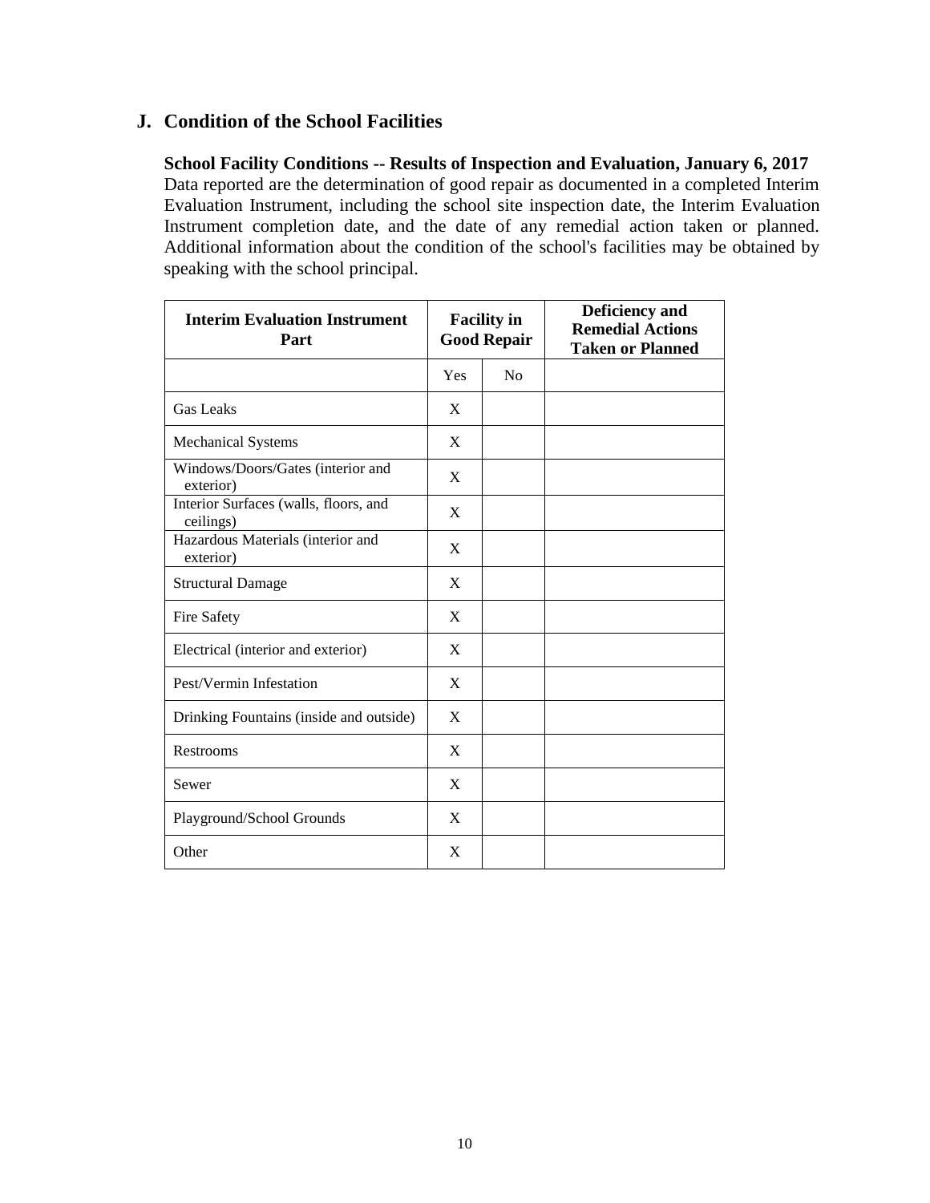## J. Condition of the School Facilities

**School Facility Conditions -- Results of Inspection and Evaluation, January 6, 2017**
Data reported are the determination of good repair as documented in a completed Interim Evaluation Instrument, including the school site inspection date, the Interim Evaluation Instrument completion date, and the date of any remedial action taken or planned. Additional information about the condition of the school's facilities may be obtained by speaking with the school principal.

| Interim Evaluation Instrument Part | Facility in Good Repair | | Deficiency and Remedial Actions Taken or Planned |
|---|---|---|---|
| | Yes | No | |
| Gas Leaks | X | | |
| Mechanical Systems | X | | |
| Windows/Doors/Gates (interior and exterior) | X | | |
| Interior Surfaces (walls, floors, and ceilings) | X | | |
| Hazardous Materials (interior and exterior) | X | | |
| Structural Damage | X | | |
| Fire Safety | X | | |
| Electrical (interior and exterior) | X | | |
| Pest/Vermin Infestation | X | | |
| Drinking Fountains (inside and outside) | X | | |
| Restrooms | X | | |
| Sewer | X | | |
| Playground/School Grounds | X | | |
| Other | X | | |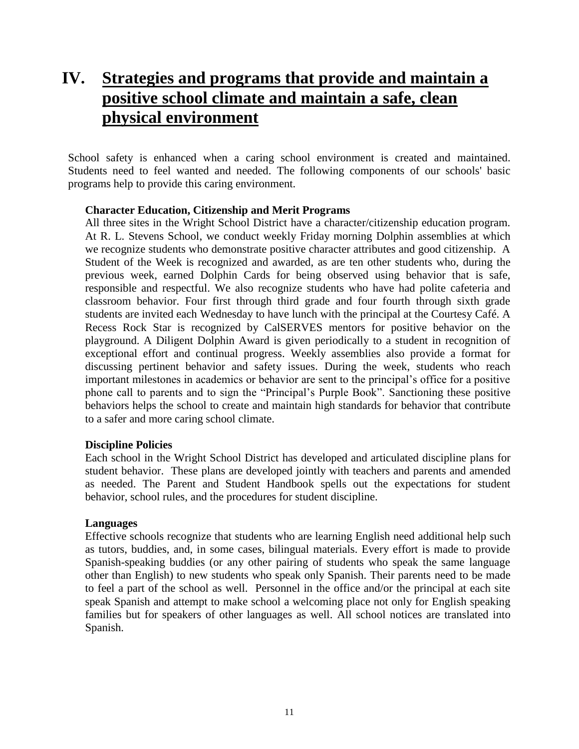# IV. Strategies and programs that provide and maintain a positive school climate and maintain a safe, clean physical environment

School safety is enhanced when a caring school environment is created and maintained. Students need to feel wanted and needed. The following components of our schools' basic programs help to provide this caring environment.

**Character Education, Citizenship and Merit Programs**

All three sites in the Wright School District have a character/citizenship education program. At R. L. Stevens School, we conduct weekly Friday morning Dolphin assemblies at which we recognize students who demonstrate positive character attributes and good citizenship. A Student of the Week is recognized and awarded, as are ten other students who, during the previous week, earned Dolphin Cards for being observed using behavior that is safe, responsible and respectful. We also recognize students who have had polite cafeteria and classroom behavior. Four first through third grade and four fourth through sixth grade students are invited each Wednesday to have lunch with the principal at the Courtesy Café. A Recess Rock Star is recognized by CalSERVES mentors for positive behavior on the playground. A Diligent Dolphin Award is given periodically to a student in recognition of exceptional effort and continual progress. Weekly assemblies also provide a format for discussing pertinent behavior and safety issues. During the week, students who reach important milestones in academics or behavior are sent to the principal's office for a positive phone call to parents and to sign the "Principal's Purple Book". Sanctioning these positive behaviors helps the school to create and maintain high standards for behavior that contribute to a safer and more caring school climate.

**Discipline Policies**

Each school in the Wright School District has developed and articulated discipline plans for student behavior. These plans are developed jointly with teachers and parents and amended as needed. The Parent and Student Handbook spells out the expectations for student behavior, school rules, and the procedures for student discipline.

**Languages**

Effective schools recognize that students who are learning English need additional help such as tutors, buddies, and, in some cases, bilingual materials. Every effort is made to provide Spanish-speaking buddies (or any other pairing of students who speak the same language other than English) to new students who speak only Spanish. Their parents need to be made to feel a part of the school as well. Personnel in the office and/or the principal at each site speak Spanish and attempt to make school a welcoming place not only for English speaking families but for speakers of other languages as well. All school notices are translated into Spanish.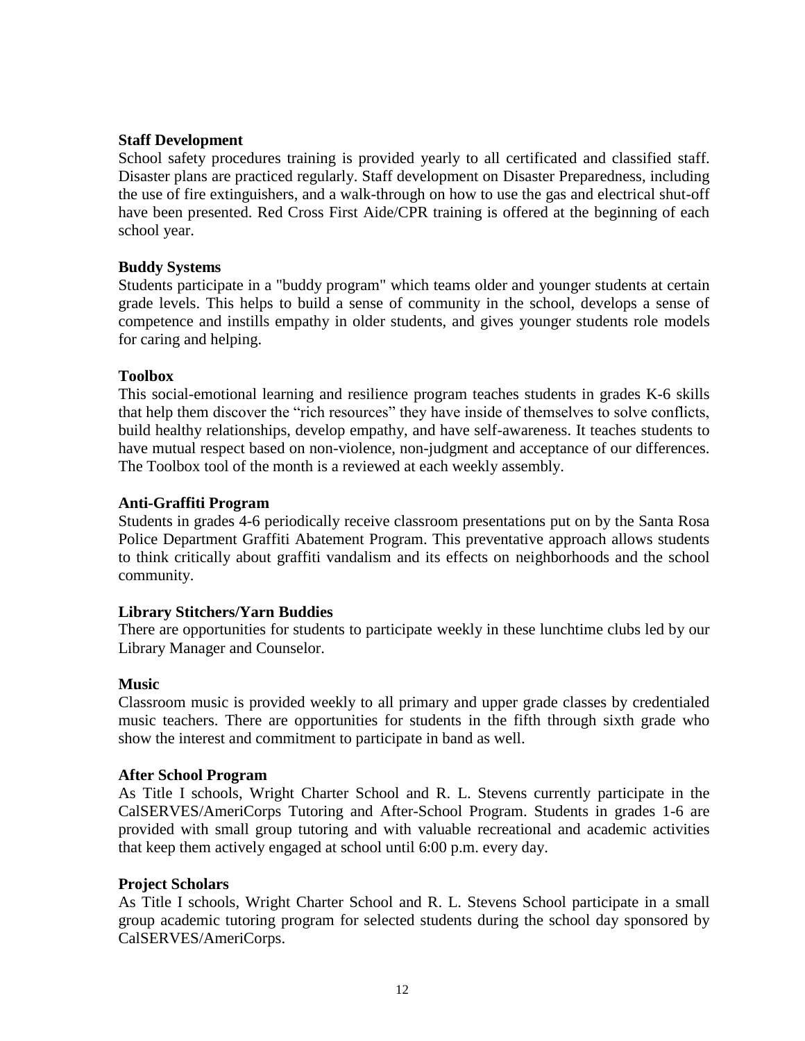**Staff Development**

School safety procedures training is provided yearly to all certificated and classified staff. Disaster plans are practiced regularly. Staff development on Disaster Preparedness, including the use of fire extinguishers, and a walk-through on how to use the gas and electrical shut-off have been presented. Red Cross First Aide/CPR training is offered at the beginning of each school year.

**Buddy Systems**

Students participate in a "buddy program" which teams older and younger students at certain grade levels. This helps to build a sense of community in the school, develops a sense of competence and instills empathy in older students, and gives younger students role models for caring and helping.

**Toolbox**

This social-emotional learning and resilience program teaches students in grades K-6 skills that help them discover the "rich resources" they have inside of themselves to solve conflicts, build healthy relationships, develop empathy, and have self-awareness. It teaches students to have mutual respect based on non-violence, non-judgment and acceptance of our differences. The Toolbox tool of the month is a reviewed at each weekly assembly.

**Anti-Graffiti Program**

Students in grades 4-6 periodically receive classroom presentations put on by the Santa Rosa Police Department Graffiti Abatement Program. This preventative approach allows students to think critically about graffiti vandalism and its effects on neighborhoods and the school community.

**Library Stitchers/Yarn Buddies**

There are opportunities for students to participate weekly in these lunchtime clubs led by our Library Manager and Counselor.

**Music**

Classroom music is provided weekly to all primary and upper grade classes by credentialed music teachers. There are opportunities for students in the fifth through sixth grade who show the interest and commitment to participate in band as well.

**After School Program**

As Title I schools, Wright Charter School and R. L. Stevens currently participate in the CalSERVES/AmeriCorps Tutoring and After-School Program. Students in grades 1-6 are provided with small group tutoring and with valuable recreational and academic activities that keep them actively engaged at school until 6:00 p.m. every day.

**Project Scholars**

As Title I schools, Wright Charter School and R. L. Stevens School participate in a small group academic tutoring program for selected students during the school day sponsored by CalSERVES/AmeriCorps.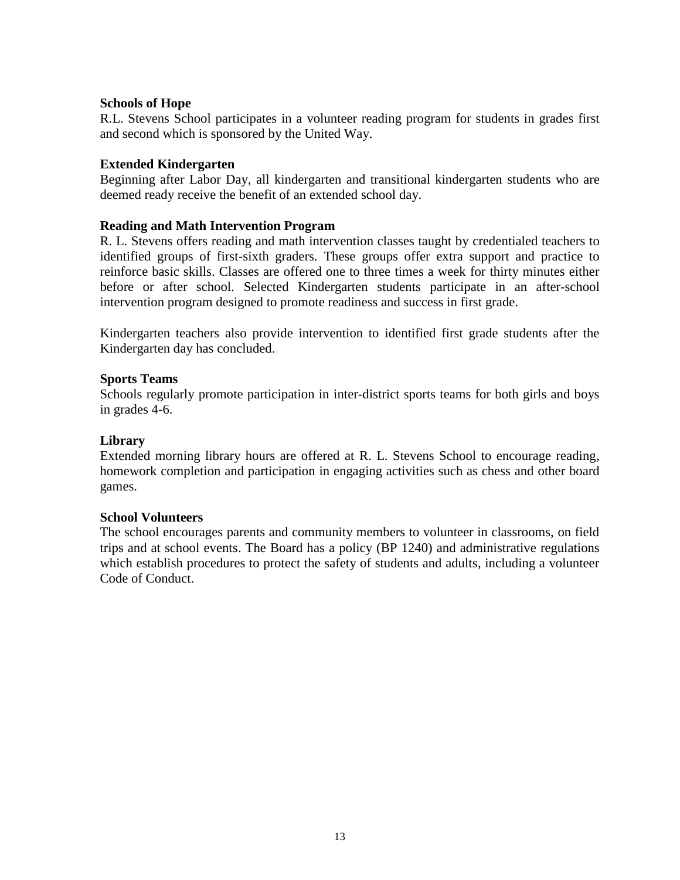**Schools of Hope**

R.L. Stevens School participates in a volunteer reading program for students in grades first and second which is sponsored by the United Way.

**Extended Kindergarten**

Beginning after Labor Day, all kindergarten and transitional kindergarten students who are deemed ready receive the benefit of an extended school day.

**Reading and Math Intervention Program**

R. L. Stevens offers reading and math intervention classes taught by credentialed teachers to identified groups of first-sixth graders. These groups offer extra support and practice to reinforce basic skills. Classes are offered one to three times a week for thirty minutes either before or after school. Selected Kindergarten students participate in an after-school intervention program designed to promote readiness and success in first grade.

Kindergarten teachers also provide intervention to identified first grade students after the Kindergarten day has concluded.

**Sports Teams**

Schools regularly promote participation in inter-district sports teams for both girls and boys in grades 4-6.

**Library**

Extended morning library hours are offered at R. L. Stevens School to encourage reading, homework completion and participation in engaging activities such as chess and other board games.

**School Volunteers**

The school encourages parents and community members to volunteer in classrooms, on field trips and at school events. The Board has a policy (BP 1240) and administrative regulations which establish procedures to protect the safety of students and adults, including a volunteer Code of Conduct.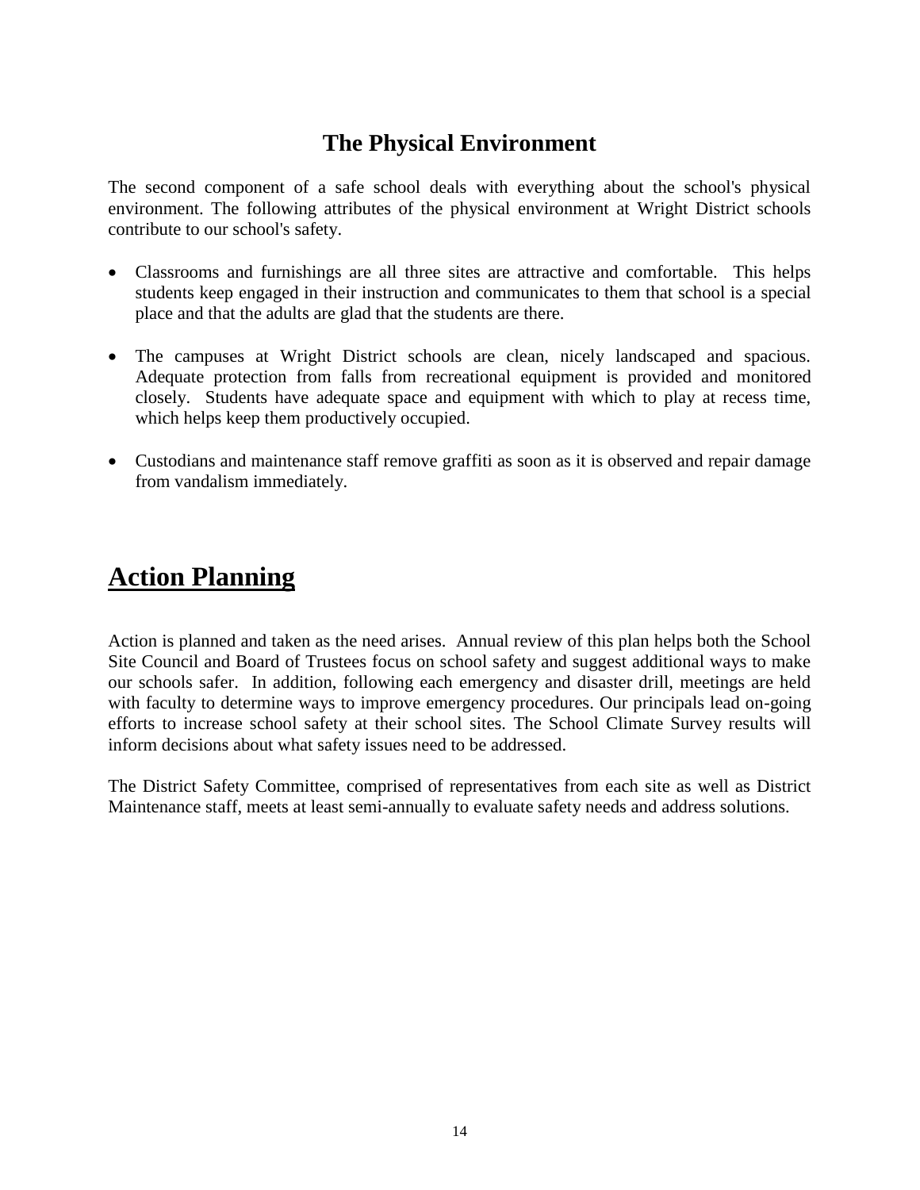## The Physical Environment

The second component of a safe school deals with everything about the school's physical environment. The following attributes of the physical environment at Wright District schools contribute to our school's safety.

- Classrooms and furnishings are all three sites are attractive and comfortable. This helps students keep engaged in their instruction and communicates to them that school is a special place and that the adults are glad that the students are there.
- The campuses at Wright District schools are clean, nicely landscaped and spacious. Adequate protection from falls from recreational equipment is provided and monitored closely. Students have adequate space and equipment with which to play at recess time, which helps keep them productively occupied.
- Custodians and maintenance staff remove graffiti as soon as it is observed and repair damage from vandalism immediately.

# Action Planning

Action is planned and taken as the need arises. Annual review of this plan helps both the School Site Council and Board of Trustees focus on school safety and suggest additional ways to make our schools safer. In addition, following each emergency and disaster drill, meetings are held with faculty to determine ways to improve emergency procedures. Our principals lead on-going efforts to increase school safety at their school sites. The School Climate Survey results will inform decisions about what safety issues need to be addressed.

The District Safety Committee, comprised of representatives from each site as well as District Maintenance staff, meets at least semi-annually to evaluate safety needs and address solutions.